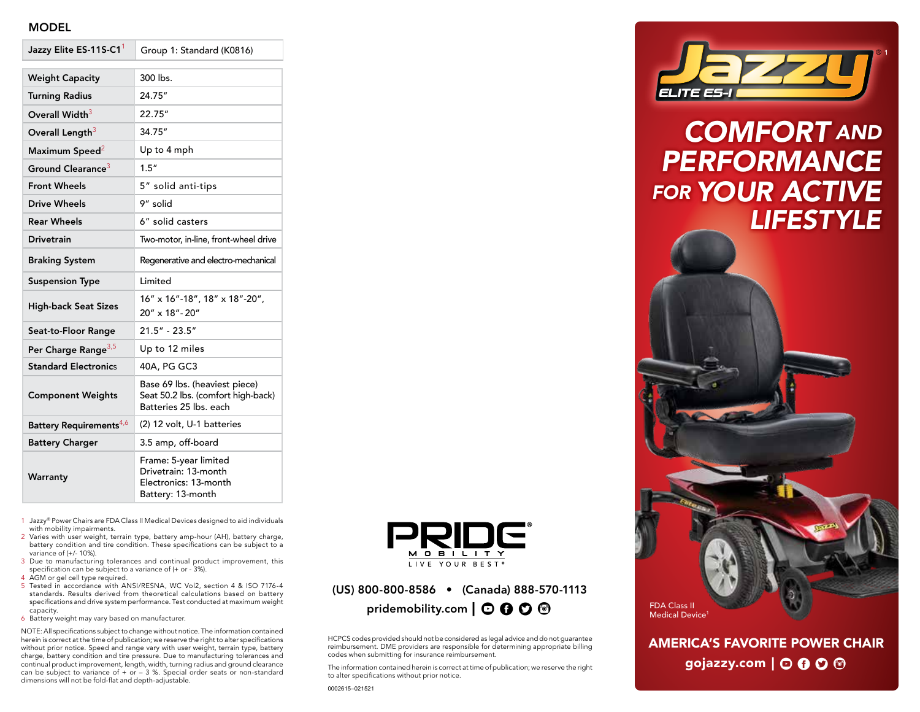## MODEL

| Jazzy Elite ES-1 1S-C1[1] | Group 1: Standard (K0816) |
|---|---|
| Weight Capacity | 300 lbs. |
| Turning Radius | 24.75" |
| Overall Width[3] | 22.75" |
| Overall Length[3] | 34.75" |
| Maximum Speed[2] | Up to 4 mph |
| Ground Clearance[3] | 1.5" |
| Front Wheels | 5" solid anti-tips |
| Drive Wheels | 9" solid |
| Rear Wheels | 6" solid casters |
| Drivetrain | Two-motor, in-line, front-wheel drive |
| Braking System | Regenerative and electro-mechanical |
| Suspension Type | Limited |
| High-back Seat Sizes | 16" x 16"-18", 18" x 18"-20", 20" x 18"- 20" |
| Seat-to-Floor Range | 21.5" - 23.5" |
| Per Charge Range[3,5] | Up to 12 miles |
| Standard Electronics | 40A, PG GC3 |
| Component Weights | Base 69 lbs. (heaviest piece)<br>Seat 50.2 lbs. (comfort high-back)<br>Batteries 25 lbs. each |
| Battery Requirements[4,6] | (2) 12 volt, U-1 batteries |
| Battery Charger | 3.5 amp, off-board |
| Warranty | Frame: 5-year limited<br>Drivetrain: 13-month<br>Electronics: 13-month<br>Battery: 13-month |

1 Jazzy® Power Chairs are FDA Class II Medical Devices designed to aid individuals with mobility impairments.
2 Varies with user weight, terrain type, battery amp-hour (AH), battery charge, battery condition and tire condition. These specifications can be subject to a variance of (+/- 10%).
3 Due to manufacturing tolerances and continual product improvement, this specification can be subject to a variance of (+ or - 3%).
4 AGM or gel cell type required.
5 Tested in accordance with ANSI/RESNA, WC Vol2, section 4 & ISO 7176-4 standards. Results derived from theoretical calculations based on battery specifications and drive system performance. Test conducted at maximum weight capacity.
6 Battery weight may vary based on manufacturer.

NOTE: All specifications subject to change without notice. The information contained herein is correct at the time of publication; we reserve the right to alter specifications without prior notice. Speed and range vary with user weight, terrain type, battery charge, battery condition and tire pressure. Due to manufacturing tolerances and continual product improvement, length, width, turning radius and ground clearance can be subject to variance of + or – 3 %. Special order seats or non-standard dimensions will not be fold-flat and depth-adjustable.

PRIDE® MOBILITY — LIVE YOUR BEST®

(US) 800-800-8586 • (Canada) 888-570-1113

pridemobility.com

HCPCS codes provided should not be considered as legal advice and do not guarantee reimbursement. DME providers are responsible for determining appropriate billing codes when submitting for insurance reimbursement.

The information contained herein is correct at time of publication; we reserve the right to alter specifications without prior notice.

0002615–021521

# Jazzy® ELITE ES-1

## COMFORT AND PERFORMANCE FOR YOUR ACTIVE LIFESTYLE

FDA Class II Medical Device[1]

**AMERICA'S FAVORITE POWER CHAIR**

gojazzy.com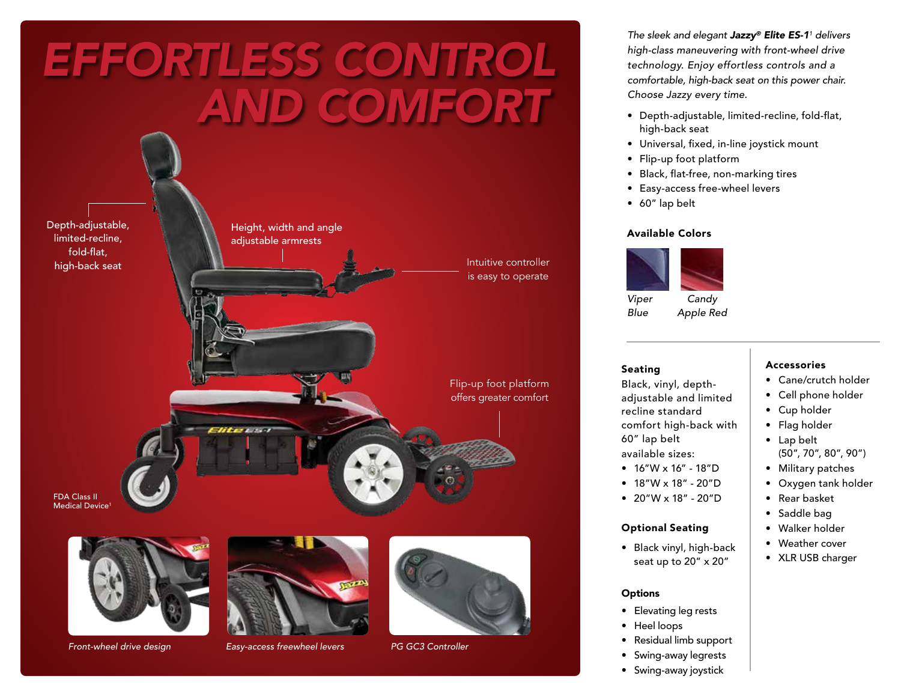# EFFORTLESS CONTROL AND COMFORT

Depth-adjustable, limited-recline, fold-flat, high-back seat

Height, width and angle adjustable armrests

Intuitive controller is easy to operate

Flip-up foot platform offers greater comfort

FDA Class II Medical Device[1]

*Front-wheel drive design*

*Easy-access freewheel levers*

*PG GC3 Controller*

*The sleek and elegant **Jazzy® Elite ES-1**[1] delivers high-class maneuvering with front-wheel drive technology. Enjoy effortless controls and a comfortable, high-back seat on this power chair. Choose Jazzy every time.*

- Depth-adjustable, limited-recline, fold-flat, high-back seat
- Universal, fixed, in-line joystick mount
- Flip-up foot platform
- Black, flat-free, non-marking tires
- Easy-access free-wheel levers
- 60″ lap belt

### Available Colors

*Viper Blue*

*Candy Apple Red*

### Seating

Black, vinyl, depth-adjustable and limited recline standard comfort high-back with 60″ lap belt

available sizes:

- 16″W x 16″ - 18″D
- 18″W x 18″ - 20″D
- 20″W x 18″ - 20″D

### Optional Seating

- Black vinyl, high-back seat up to 20″ x 20″

### Options

- Elevating leg rests
- Heel loops
- Residual limb support
- Swing-away legrests
- Swing-away joystick

### Accessories

- Cane/crutch holder
- Cell phone holder
- Cup holder
- Flag holder
- Lap belt (50″, 70″, 80″, 90″)
- Military patches
- Oxygen tank holder
- Rear basket
- Saddle bag
- Walker holder
- Weather cover
- XLR USB charger